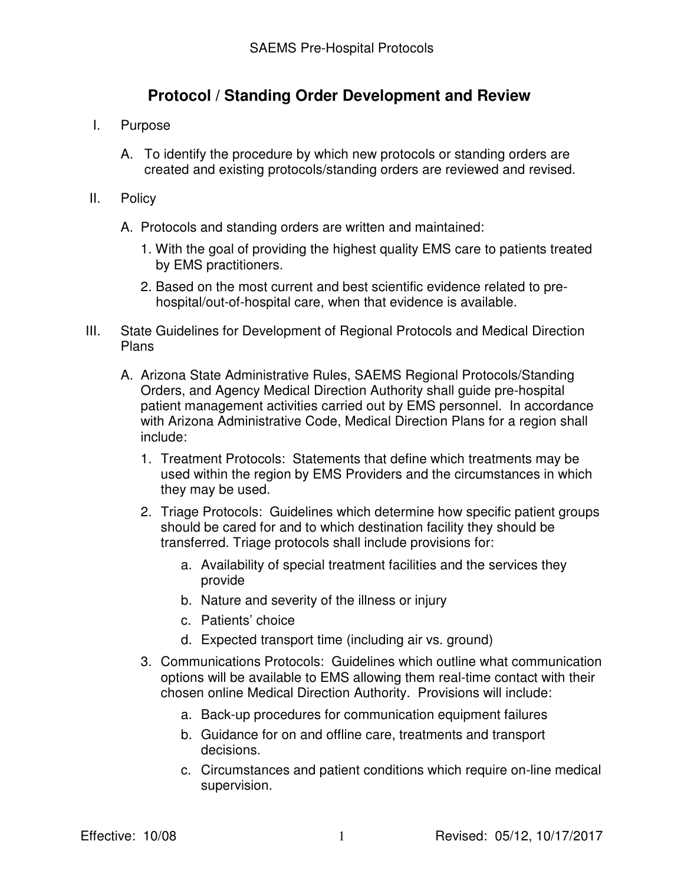# Protocol / Standing Order Development and Review

I. Purpose

   A. To identify the procedure by which new protocols or standing orders are created and existing protocols/standing orders are reviewed and revised.

II. Policy

   A. Protocols and standing orders are written and maintained:

      1. With the goal of providing the highest quality EMS care to patients treated by EMS practitioners.

      2. Based on the most current and best scientific evidence related to pre-hospital/out-of-hospital care, when that evidence is available.

III. State Guidelines for Development of Regional Protocols and Medical Direction Plans

   A. Arizona State Administrative Rules, SAEMS Regional Protocols/Standing Orders, and Agency Medical Direction Authority shall guide pre-hospital patient management activities carried out by EMS personnel. In accordance with Arizona Administrative Code, Medical Direction Plans for a region shall include:

      1. Treatment Protocols: Statements that define which treatments may be used within the region by EMS Providers and the circumstances in which they may be used.

      2. Triage Protocols: Guidelines which determine how specific patient groups should be cared for and to which destination facility they should be transferred. Triage protocols shall include provisions for:

         a. Availability of special treatment facilities and the services they provide

         b. Nature and severity of the illness or injury

         c. Patients' choice

         d. Expected transport time (including air vs. ground)

      3. Communications Protocols: Guidelines which outline what communication options will be available to EMS allowing them real-time contact with their chosen online Medical Direction Authority. Provisions will include:

         a. Back-up procedures for communication equipment failures

         b. Guidance for on and offline care, treatments and transport decisions.

         c. Circumstances and patient conditions which require on-line medical supervision.

Effective: 10/08 Revised: 05/12, 10/17/2017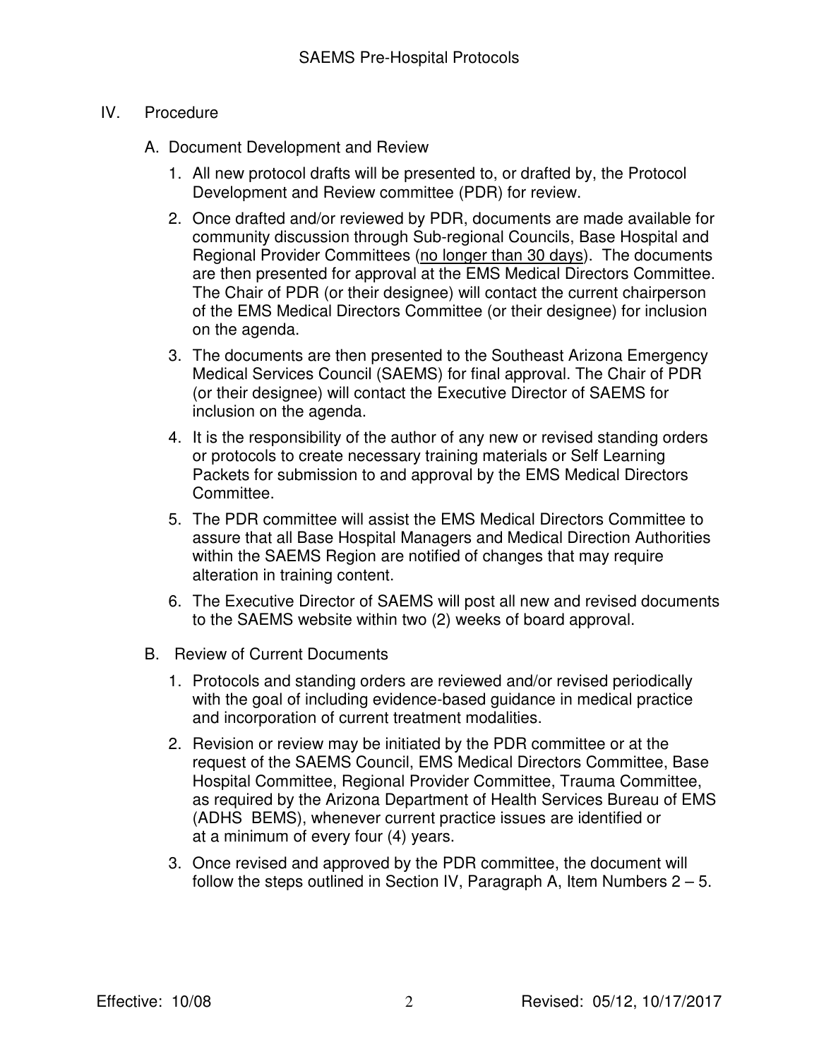## IV. Procedure

### A. Document Development and Review

1. All new protocol drafts will be presented to, or drafted by, the Protocol Development and Review committee (PDR) for review.
2. Once drafted and/or reviewed by PDR, documents are made available for community discussion through Sub-regional Councils, Base Hospital and Regional Provider Committees (no longer than 30 days). The documents are then presented for approval at the EMS Medical Directors Committee. The Chair of PDR (or their designee) will contact the current chairperson of the EMS Medical Directors Committee (or their designee) for inclusion on the agenda.
3. The documents are then presented to the Southeast Arizona Emergency Medical Services Council (SAEMS) for final approval. The Chair of PDR (or their designee) will contact the Executive Director of SAEMS for inclusion on the agenda.
4. It is the responsibility of the author of any new or revised standing orders or protocols to create necessary training materials or Self Learning Packets for submission to and approval by the EMS Medical Directors Committee.
5. The PDR committee will assist the EMS Medical Directors Committee to assure that all Base Hospital Managers and Medical Direction Authorities within the SAEMS Region are notified of changes that may require alteration in training content.
6. The Executive Director of SAEMS will post all new and revised documents to the SAEMS website within two (2) weeks of board approval.

### B. Review of Current Documents

1. Protocols and standing orders are reviewed and/or revised periodically with the goal of including evidence-based guidance in medical practice and incorporation of current treatment modalities.
2. Revision or review may be initiated by the PDR committee or at the request of the SAEMS Council, EMS Medical Directors Committee, Base Hospital Committee, Regional Provider Committee, Trauma Committee, as required by the Arizona Department of Health Services Bureau of EMS (ADHS BEMS), whenever current practice issues are identified or at a minimum of every four (4) years.
3. Once revised and approved by the PDR committee, the document will follow the steps outlined in Section IV, Paragraph A, Item Numbers 2 – 5.

Effective: 10/08 Revised: 05/12, 10/17/2017